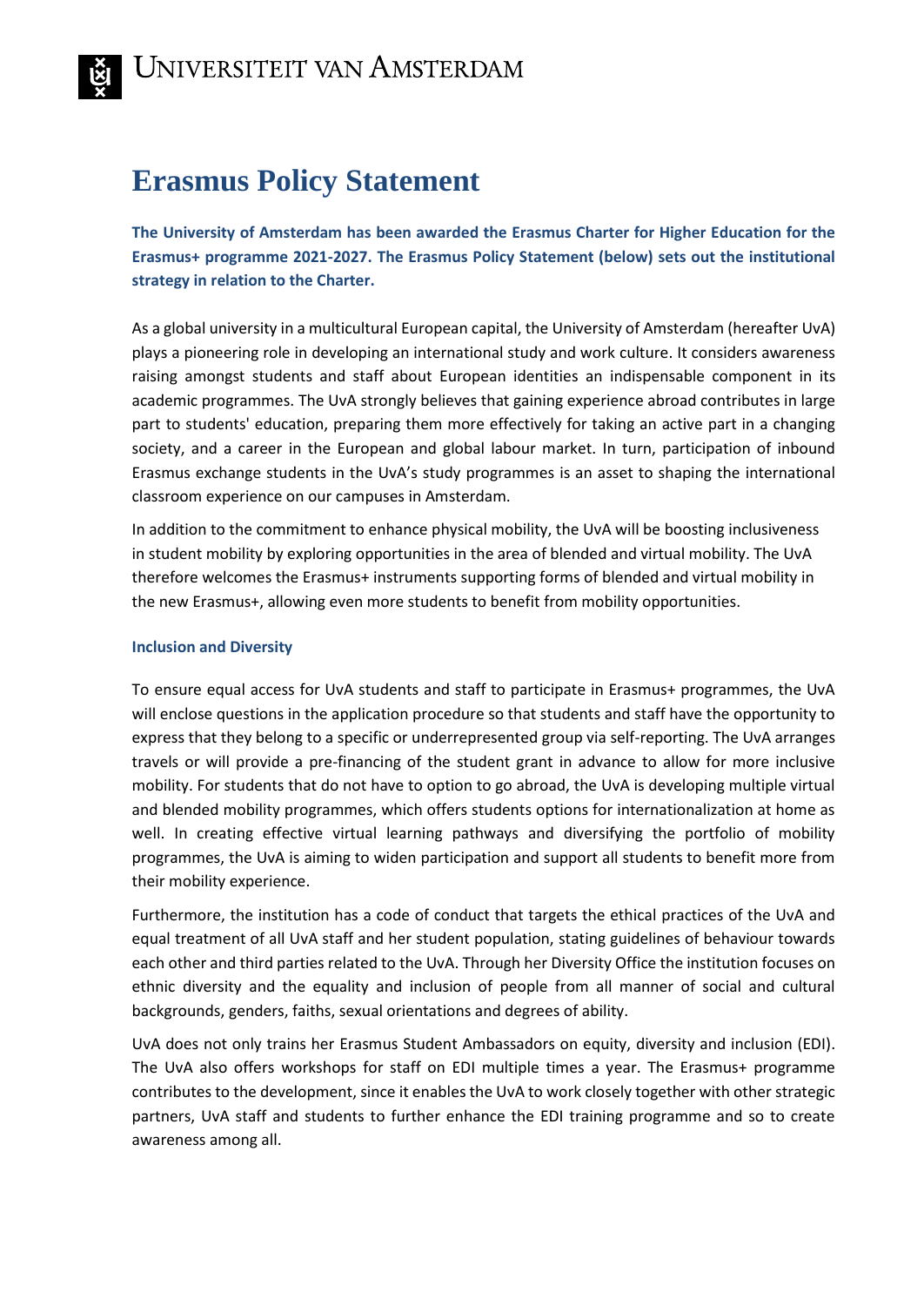# Erasmus Policy Statement

**The University of Amsterdam has been awarded the Erasmus Charter for Higher Education for the Erasmus+ programme 2021-2027. The Erasmus Policy Statement (below) sets out the institutional strategy in relation to the Charter.**

As a global university in a multicultural European capital, the University of Amsterdam (hereafter UvA) plays a pioneering role in developing an international study and work culture. It considers awareness raising amongst students and staff about European identities an indispensable component in its academic programmes. The UvA strongly believes that gaining experience abroad contributes in large part to students' education, preparing them more effectively for taking an active part in a changing society, and a career in the European and global labour market. In turn, participation of inbound Erasmus exchange students in the UvA's study programmes is an asset to shaping the international classroom experience on our campuses in Amsterdam.

In addition to the commitment to enhance physical mobility, the UvA will be boosting inclusiveness in student mobility by exploring opportunities in the area of blended and virtual mobility. The UvA therefore welcomes the Erasmus+ instruments supporting forms of blended and virtual mobility in the new Erasmus+, allowing even more students to benefit from mobility opportunities.

### Inclusion and Diversity

To ensure equal access for UvA students and staff to participate in Erasmus+ programmes, the UvA will enclose questions in the application procedure so that students and staff have the opportunity to express that they belong to a specific or underrepresented group via self-reporting. The UvA arranges travels or will provide a pre-financing of the student grant in advance to allow for more inclusive mobility. For students that do not have to option to go abroad, the UvA is developing multiple virtual and blended mobility programmes, which offers students options for internationalization at home as well. In creating effective virtual learning pathways and diversifying the portfolio of mobility programmes, the UvA is aiming to widen participation and support all students to benefit more from their mobility experience.

Furthermore, the institution has a code of conduct that targets the ethical practices of the UvA and equal treatment of all UvA staff and her student population, stating guidelines of behaviour towards each other and third parties related to the UvA. Through her Diversity Office the institution focuses on ethnic diversity and the equality and inclusion of people from all manner of social and cultural backgrounds, genders, faiths, sexual orientations and degrees of ability.

UvA does not only trains her Erasmus Student Ambassadors on equity, diversity and inclusion (EDI). The UvA also offers workshops for staff on EDI multiple times a year. The Erasmus+ programme contributes to the development, since it enables the UvA to work closely together with other strategic partners, UvA staff and students to further enhance the EDI training programme and so to create awareness among all.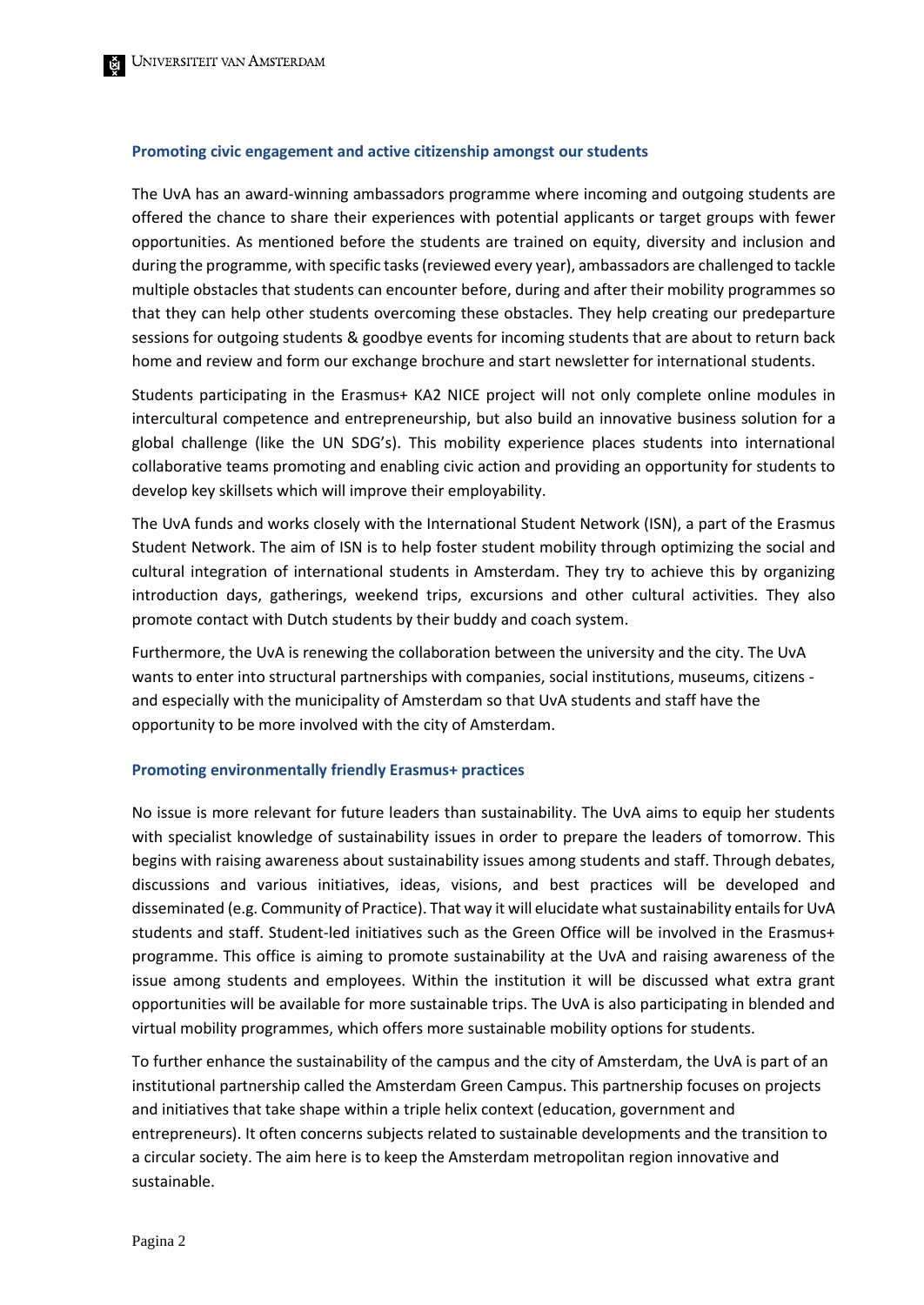### Promoting civic engagement and active citizenship amongst our students

The UvA has an award-winning ambassadors programme where incoming and outgoing students are offered the chance to share their experiences with potential applicants or target groups with fewer opportunities. As mentioned before the students are trained on equity, diversity and inclusion and during the programme, with specific tasks (reviewed every year), ambassadors are challenged to tackle multiple obstacles that students can encounter before, during and after their mobility programmes so that they can help other students overcoming these obstacles. They help creating our predeparture sessions for outgoing students & goodbye events for incoming students that are about to return back home and review and form our exchange brochure and start newsletter for international students.

Students participating in the Erasmus+ KA2 NICE project will not only complete online modules in intercultural competence and entrepreneurship, but also build an innovative business solution for a global challenge (like the UN SDG's). This mobility experience places students into international collaborative teams promoting and enabling civic action and providing an opportunity for students to develop key skillsets which will improve their employability.

The UvA funds and works closely with the International Student Network (ISN), a part of the Erasmus Student Network. The aim of ISN is to help foster student mobility through optimizing the social and cultural integration of international students in Amsterdam. They try to achieve this by organizing introduction days, gatherings, weekend trips, excursions and other cultural activities. They also promote contact with Dutch students by their buddy and coach system.

Furthermore, the UvA is renewing the collaboration between the university and the city. The UvA wants to enter into structural partnerships with companies, social institutions, museums, citizens - and especially with the municipality of Amsterdam so that UvA students and staff have the opportunity to be more involved with the city of Amsterdam.

### Promoting environmentally friendly Erasmus+ practices

No issue is more relevant for future leaders than sustainability. The UvA aims to equip her students with specialist knowledge of sustainability issues in order to prepare the leaders of tomorrow. This begins with raising awareness about sustainability issues among students and staff. Through debates, discussions and various initiatives, ideas, visions, and best practices will be developed and disseminated (e.g. Community of Practice). That way it will elucidate what sustainability entails for UvA students and staff. Student-led initiatives such as the Green Office will be involved in the Erasmus+ programme. This office is aiming to promote sustainability at the UvA and raising awareness of the issue among students and employees. Within the institution it will be discussed what extra grant opportunities will be available for more sustainable trips. The UvA is also participating in blended and virtual mobility programmes, which offers more sustainable mobility options for students.

To further enhance the sustainability of the campus and the city of Amsterdam, the UvA is part of an institutional partnership called the Amsterdam Green Campus. This partnership focuses on projects and initiatives that take shape within a triple helix context (education, government and entrepreneurs). It often concerns subjects related to sustainable developments and the transition to a circular society. The aim here is to keep the Amsterdam metropolitan region innovative and sustainable.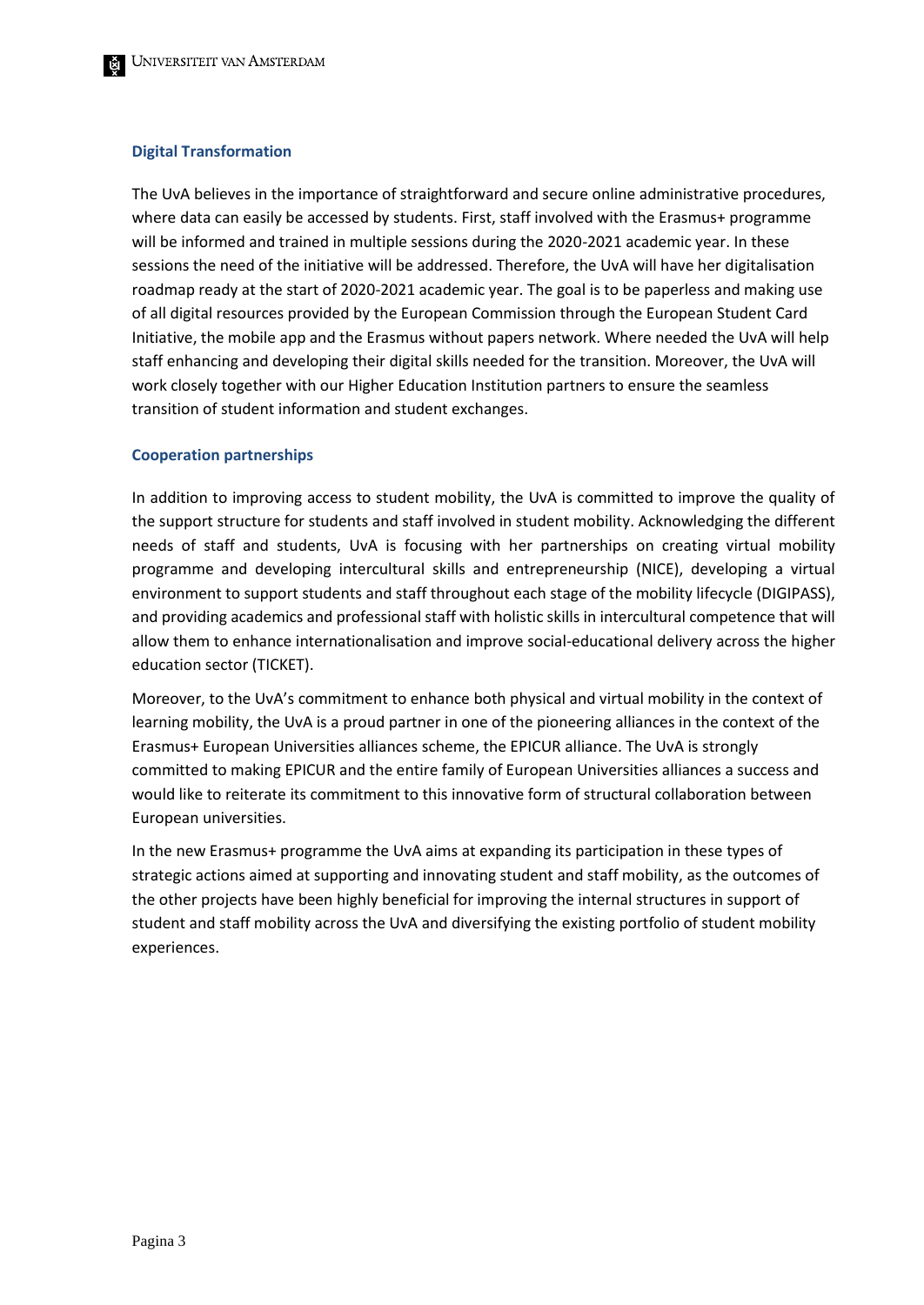### Digital Transformation

The UvA believes in the importance of straightforward and secure online administrative procedures, where data can easily be accessed by students. First, staff involved with the Erasmus+ programme will be informed and trained in multiple sessions during the 2020-2021 academic year. In these sessions the need of the initiative will be addressed. Therefore, the UvA will have her digitalisation roadmap ready at the start of 2020-2021 academic year. The goal is to be paperless and making use of all digital resources provided by the European Commission through the European Student Card Initiative, the mobile app and the Erasmus without papers network. Where needed the UvA will help staff enhancing and developing their digital skills needed for the transition. Moreover, the UvA will work closely together with our Higher Education Institution partners to ensure the seamless transition of student information and student exchanges.

### Cooperation partnerships

In addition to improving access to student mobility, the UvA is committed to improve the quality of the support structure for students and staff involved in student mobility. Acknowledging the different needs of staff and students, UvA is focusing with her partnerships on creating virtual mobility programme and developing intercultural skills and entrepreneurship (NICE), developing a virtual environment to support students and staff throughout each stage of the mobility lifecycle (DIGIPASS), and providing academics and professional staff with holistic skills in intercultural competence that will allow them to enhance internationalisation and improve social-educational delivery across the higher education sector (TICKET).

Moreover, to the UvA's commitment to enhance both physical and virtual mobility in the context of learning mobility, the UvA is a proud partner in one of the pioneering alliances in the context of the Erasmus+ European Universities alliances scheme, the EPICUR alliance. The UvA is strongly committed to making EPICUR and the entire family of European Universities alliances a success and would like to reiterate its commitment to this innovative form of structural collaboration between European universities.

In the new Erasmus+ programme the UvA aims at expanding its participation in these types of strategic actions aimed at supporting and innovating student and staff mobility, as the outcomes of the other projects have been highly beneficial for improving the internal structures in support of student and staff mobility across the UvA and diversifying the existing portfolio of student mobility experiences.